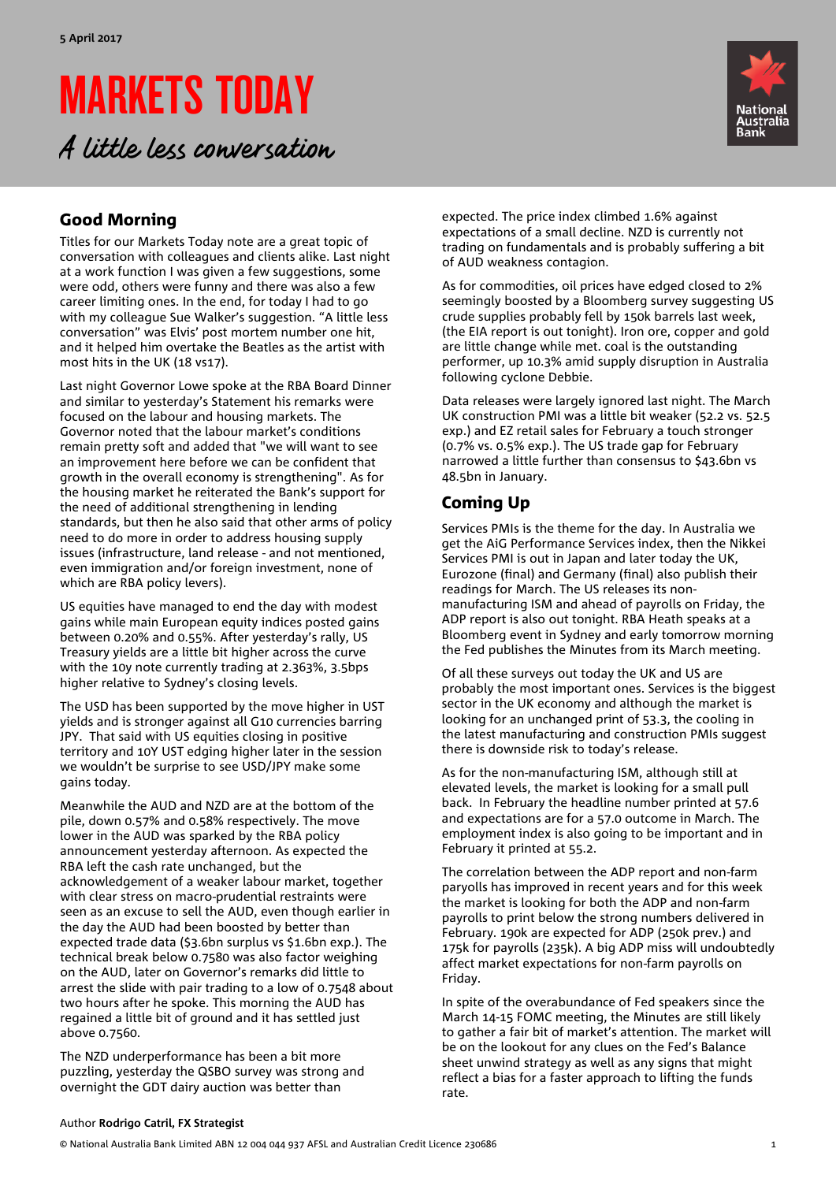5 April 2017

# MARKETS TODAY

*A little less conversation*

## Good Morning

Titles for our Markets Today note are a great topic of conversation with colleagues and clients alike. Last night at a work function I was given a few suggestions, some were odd, others were funny and there was also a few career limiting ones. In the end, for today I had to go with my colleague Sue Walker's suggestion. "A little less conversation" was Elvis' post mortem number one hit, and it helped him overtake the Beatles as the artist with most hits in the UK (18 vs17).

Last night Governor Lowe spoke at the RBA Board Dinner and similar to yesterday's Statement his remarks were focused on the labour and housing markets. The Governor noted that the labour market's conditions remain pretty soft and added that "we will want to see an improvement here before we can be confident that growth in the overall economy is strengthening". As for the housing market he reiterated the Bank's support for the need of additional strengthening in lending standards, but then he also said that other arms of policy need to do more in order to address housing supply issues (infrastructure, land release - and not mentioned, even immigration and/or foreign investment, none of which are RBA policy levers).

US equities have managed to end the day with modest gains while main European equity indices posted gains between 0.20% and 0.55%. After yesterday's rally, US Treasury yields are a little bit higher across the curve with the 10y note currently trading at 2.363%, 3.5bps higher relative to Sydney's closing levels.

The USD has been supported by the move higher in UST yields and is stronger against all G10 currencies barring JPY. That said with US equities closing in positive territory and 10Y UST edging higher later in the session we wouldn't be surprise to see USD/JPY make some gains today.

Meanwhile the AUD and NZD are at the bottom of the pile, down 0.57% and 0.58% respectively. The move lower in the AUD was sparked by the RBA policy announcement yesterday afternoon. As expected the RBA left the cash rate unchanged, but the acknowledgement of a weaker labour market, together with clear stress on macro-prudential restraints were seen as an excuse to sell the AUD, even though earlier in the day the AUD had been boosted by better than expected trade data ($3.6bn surplus vs $1.6bn exp.). The technical break below 0.7580 was also factor weighing on the AUD, later on Governor's remarks did little to arrest the slide with pair trading to a low of 0.7548 about two hours after he spoke. This morning the AUD has regained a little bit of ground and it has settled just above 0.7560.

The NZD underperformance has been a bit more puzzling, yesterday the QSBO survey was strong and overnight the GDT dairy auction was better than expected. The price index climbed 1.6% against expectations of a small decline. NZD is currently not trading on fundamentals and is probably suffering a bit of AUD weakness contagion.

As for commodities, oil prices have edged closed to 2% seemingly boosted by a Bloomberg survey suggesting US crude supplies probably fell by 150k barrels last week, (the EIA report is out tonight). Iron ore, copper and gold are little change while met. coal is the outstanding performer, up 10.3% amid supply disruption in Australia following cyclone Debbie.

Data releases were largely ignored last night. The March UK construction PMI was a little bit weaker (52.2 vs. 52.5 exp.) and EZ retail sales for February a touch stronger (0.7% vs. 0.5% exp.). The US trade gap for February narrowed a little further than consensus to $43.6bn vs 48.5bn in January.

## Coming Up

Services PMIs is the theme for the day. In Australia we get the AiG Performance Services index, then the Nikkei Services PMI is out in Japan and later today the UK, Eurozone (final) and Germany (final) also publish their readings for March. The US releases its non-manufacturing ISM and ahead of payrolls on Friday, the ADP report is also out tonight. RBA Heath speaks at a Bloomberg event in Sydney and early tomorrow morning the Fed publishes the Minutes from its March meeting.

Of all these surveys out today the UK and US are probably the most important ones. Services is the biggest sector in the UK economy and although the market is looking for an unchanged print of 53.3, the cooling in the latest manufacturing and construction PMIs suggest there is downside risk to today's release.

As for the non-manufacturing ISM, although still at elevated levels, the market is looking for a small pull back. In February the headline number printed at 57.6 and expectations are for a 57.0 outcome in March. The employment index is also going to be important and in February it printed at 55.2.

The correlation between the ADP report and non-farm payrolls has improved in recent years and for this week the market is looking for both the ADP and non-farm payrolls to print below the strong numbers delivered in February. 190k are expected for ADP (250k prev.) and 175k for payrolls (235k). A big ADP miss will undoubtedly affect market expectations for non-farm payrolls on Friday.

In spite of the overabundance of Fed speakers since the March 14-15 FOMC meeting, the Minutes are still likely to gather a fair bit of market's attention. The market will be on the lookout for any clues on the Fed's Balance sheet unwind strategy as well as any signs that might reflect a bias for a faster approach to lifting the funds rate.

Author **Rodrigo Catril, FX Strategist**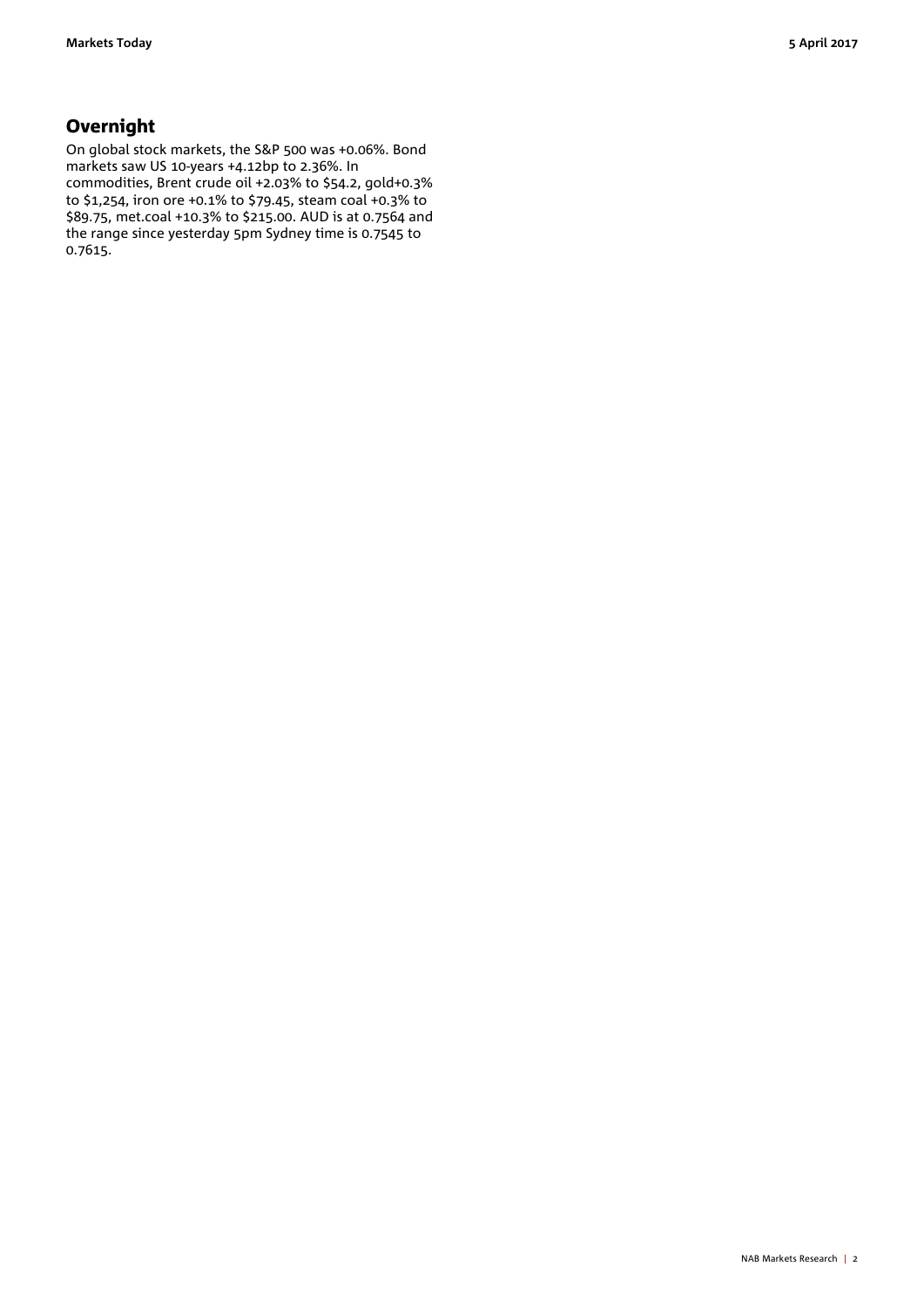## Overnight

On global stock markets, the S&P 500 was +0.06%. Bond markets saw US 10-years +4.12bp to 2.36%. In commodities, Brent crude oil +2.03% to $54.2, gold+0.3% to $1,254, iron ore +0.1% to $79.45, steam coal +0.3% to $89.75, met.coal +10.3% to $215.00. AUD is at 0.7564 and the range since yesterday 5pm Sydney time is 0.7545 to 0.7615.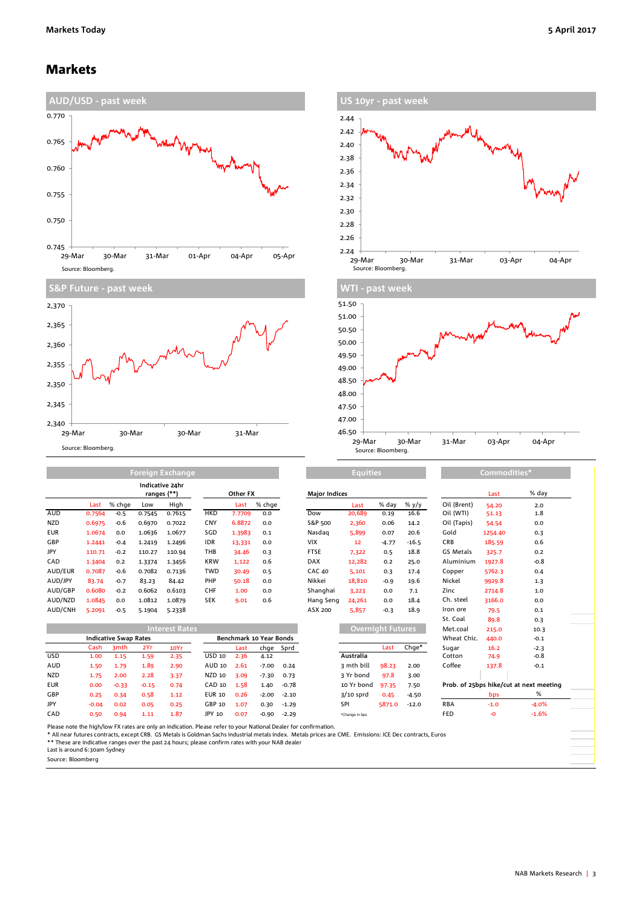# Markets

## AUD/USD - past week

Source: Bloomberg.

## US 10yr - past week

Source: Bloomberg.

## S&P Future - past week

Source: Bloomberg.

## WTI - past week

Source: Bloomberg.

## Foreign Exchange

| | | | Indicative 24hr ranges (**) | | | Other FX | |
|---|---|---|---|---|---|---|---|
| | Last | % chge | Low | High | | Last | % chge |
| AUD | 0.7564 | -0.5 | 0.7545 | 0.7615 | HKD | 7.7709 | 0.0 |
| NZD | 0.6975 | -0.6 | 0.6970 | 0.7022 | CNY | 6.8872 | 0.0 |
| EUR | 1.0674 | 0.0 | 1.0636 | 1.0677 | SGD | 1.3983 | 0.1 |
| GBP | 1.2441 | -0.4 | 1.2419 | 1.2496 | IDR | 13,331 | 0.0 |
| JPY | 110.71 | -0.2 | 110.27 | 110.94 | THB | 34.46 | 0.3 |
| CAD | 1.3404 | 0.2 | 1.3374 | 1.3456 | KRW | 1,122 | 0.6 |
| AUD/EUR | 0.7087 | -0.6 | 0.7082 | 0.7136 | TWD | 30.49 | 0.5 |
| AUD/JPY | 83.74 | -0.7 | 83.23 | 84.42 | PHP | 50.18 | 0.0 |
| AUD/GBP | 0.6080 | -0.2 | 0.6062 | 0.6103 | CHF | 1.00 | 0.0 |
| AUD/NZD | 1.0845 | 0.0 | 1.0812 | 1.0879 | SEK | 9.01 | 0.6 |
| AUD/CNH | 5.2091 | -0.5 | 5.1904 | 5.2338 | | | |

## Equities

| Major Indices | Last | % day | % y/y |
|---|---|---|---|
| Dow | 20,689 | 0.19 | 16.6 |
| S&P 500 | 2,360 | 0.06 | 14.2 |
| Nasdaq | 5,899 | 0.07 | 20.6 |
| VIX | 12 | -4.77 | -16.5 |
| FTSE | 7,322 | 0.5 | 18.8 |
| DAX | 12,282 | 0.2 | 25.0 |
| CAC 40 | 5,101 | 0.3 | 17.4 |
| Nikkei | 18,810 | -0.9 | 19.6 |
| Shanghai | 3,223 | 0.0 | 7.1 |
| Hang Seng | 24,261 | 0.0 | 18.4 |
| ASX 200 | 5,857 | -0.3 | 18.9 |

## Commodities*

| | Last | % day |
|---|---|---|
| Oil (Brent) | 54.20 | 2.0 |
| Oil (WTI) | 51.13 | 1.8 |
| Oil (Tapis) | 54.54 | 0.0 |
| Gold | 1254.40 | 0.3 |
| CRB | 185.59 | 0.6 |
| GS Metals | 325.7 | 0.2 |
| Aluminium | 1927.8 | -0.8 |
| Copper | 5762.3 | 0.4 |
| Nickel | 9929.8 | 1.3 |
| Zinc | 2714.8 | 1.0 |
| Ch. steel | 3166.0 | 0.0 |
| Iron ore | 79.5 | 0.1 |
| St. Coal | 89.8 | 0.3 |
| Met.coal | 215.0 | 10.3 |
| Wheat Chic. | 440.0 | -0.1 |
| Sugar | 16.2 | -2.3 |
| Cotton | 74.9 | -0.8 |
| Coffee | 137.8 | -0.1 |

## Interest Rates

| | Indicative Swap Rates | | | | Benchmark 10 Year Bonds | | | |
|---|---|---|---|---|---|---|---|---|
| | Cash | 3mth | 2Yr | 10Yr | | Last | chge | Sprd |
| USD | 1.00 | 1.15 | 1.59 | 2.35 | USD 10 | 2.36 | 4.12 | |
| AUD | 1.50 | 1.79 | 1.89 | 2.90 | AUD 10 | 2.61 | -7.00 | 0.24 |
| NZD | 1.75 | 2.00 | 2.28 | 3.37 | NZD 10 | 3.09 | -7.30 | 0.73 |
| EUR | 0.00 | -0.33 | -0.15 | 0.74 | CAD 10 | 1.58 | 1.40 | -0.78 |
| GBP | 0.25 | 0.34 | 0.58 | 1.12 | EUR 10 | 0.26 | -2.00 | -2.10 |
| JPY | -0.04 | 0.02 | 0.05 | 0.25 | GBP 10 | 1.07 | 0.30 | -1.29 |
| CAD | 0.50 | 0.94 | 1.11 | 1.87 | JPY 10 | 0.07 | -0.90 | -2.29 |

## Overnight Futures

| | Last | Chge* |
|---|---|---|
| **Australia** | | |
| 3 mth bill | 98.23 | 2.00 |
| 3 Yr bond | 97.8 | 3.00 |
| 10 Yr bond | 97.35 | 7.50 |
| 3/10 sprd | 0.45 | -4.50 |
| SPI | 5871.0 | -12.0 |

*Change in bps

## Prob. of 25bps hike/cut at next meeting

| | bps | % |
|---|---|---|
| RBA | -1.0 | -4.0% |
| FED | -0 | -1.6% |

Please note the high/low FX rates are only an indication. Please refer to your National Dealer for confirmation.
* All near futures contracts, except CRB. GS Metals is Goldman Sachs industrial metals index. Metals prices are CME. Emissions: ICE Dec contracts, Euros
** These are indicative ranges over the past 24 hours; please confirm rates with your NAB dealer
Last is around 6:30am Sydney
Source: Bloomberg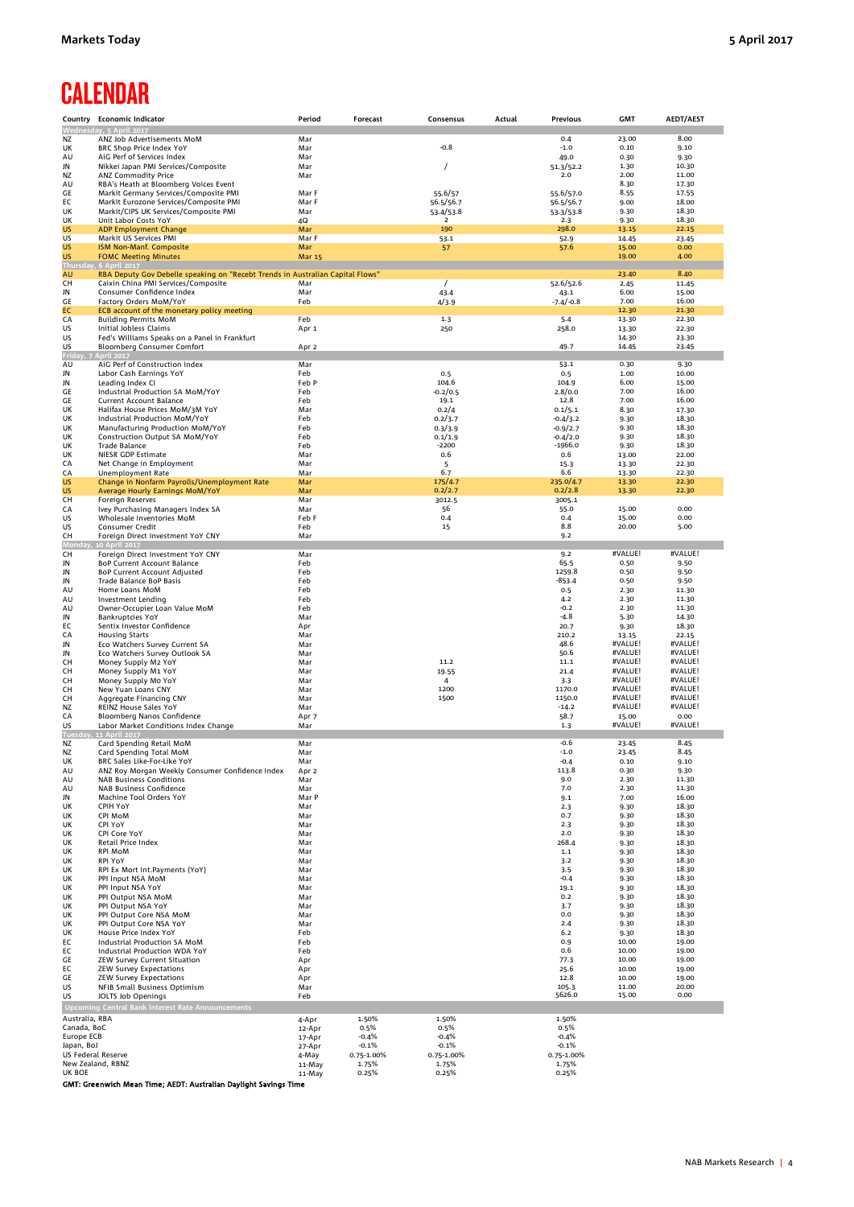# CALENDAR

| Country | Economic Indicator | Period | Forecast | Consensus | Actual | Previous | GMT | AEDT/AEST |
|---|---|---|---|---|---|---|---|---|
| **Wednesday, 5 April 2017** | | | | | | | | |
| NZ | ANZ Job Advertisements MoM | Mar | | | | 0.4 | 23.00 | 8.00 |
| UK | BRC Shop Price Index YoY | Mar | | -0.8 | | -1.0 | 0.10 | 9.10 |
| AU | AiG Perf of Services Index | Mar | | | | 49.0 | 0.30 | 9.30 |
| JN | Nikkei Japan PMI Services/Composite | Mar | | / | | 51.3/52.2 | 1.30 | 10.30 |
| NZ | ANZ Commodity Price | Mar | | | | 2.0 | 2.00 | 11.00 |
| AU | RBA's Heath at Bloomberg Voices Event | | | | | | 8.30 | 17.30 |
| GE | Markit Germany Services/Composite PMI | Mar F | | 55.6/57 | | 55.6/57.0 | 8.55 | 17.55 |
| EC | Markit Eurozone Services/Composite PMI | Mar F | | 56.5/56.7 | | 56.5/56.7 | 9.00 | 18.00 |
| UK | Markit/CIPS UK Services/Composite PMI | Mar | | 53.4/53.8 | | 53.3/53.8 | 9.30 | 18.30 |
| UK | Unit Labor Costs YoY | 4Q | | 2 | | 2.3 | 9.30 | 18.30 |
| US | ADP Employment Change | Mar | | 190 | | 298.0 | 13.15 | 22.15 |
| US | Markit US Services PMI | Mar F | | 53.1 | | 52.9 | 14.45 | 23.45 |
| US | ISM Non-Manf. Composite | Mar | | 57 | | 57.6 | 15.00 | 0.00 |
| US | FOMC Meeting Minutes | Mar 15 | | | | | 19.00 | 4.00 |
| **Thursday, 6 April 2017** | | | | | | | | |
| AU | RBA Deputy Gov Debelle speaking on "Recebt Trends in Australian Capital Flows" | | | | | | 23.40 | 8.40 |
| CH | Caixin China PMI Services/Composite | Mar | | / | | 52.6/52.6 | 2.45 | 11.45 |
| JN | Consumer Confidence Index | Mar | | 43.4 | | 43.1 | 6.00 | 15.00 |
| GE | Factory Orders MoM/YoY | Feb | | 4/3.9 | | -7.4/-0.8 | 7.00 | 16.00 |
| EC | ECB account of the monetary policy meeting | | | | | | 12.30 | 21.30 |
| CA | Building Permits MoM | Feb | | 1.3 | | 5.4 | 13.30 | 22.30 |
| US | Initial Jobless Claims | Apr 1 | | 250 | | 258.0 | 13.30 | 22.30 |
| US | Fed's Williams Speaks on a Panel in Frankfurt | | | | | | 14.30 | 23.30 |
| US | Bloomberg Consumer Comfort | Apr 2 | | | | 49.7 | 14.45 | 23.45 |
| **Friday, 7 April 2017** | | | | | | | | |
| AU | AiG Perf of Construction Index | Mar | | | | 53.1 | 0.30 | 9.30 |
| JN | Labor Cash Earnings YoY | Feb | | 0.5 | | 0.5 | 1.00 | 10.00 |
| JN | Leading Index CI | Feb P | | 104.6 | | 104.9 | 6.00 | 15.00 |
| GE | Industrial Production SA MoM/YoY | Feb | | -0.2/0.5 | | 2.8/0.0 | 7.00 | 16.00 |
| GE | Current Account Balance | Feb | | 19.1 | | 12.8 | 7.00 | 16.00 |
| UK | Halifax House Prices MoM/3M YoY | Mar | | 0.2/4 | | 0.1/5.1 | 8.30 | 17.30 |
| UK | Industrial Production MoM/YoY | Feb | | 0.2/3.7 | | -0.4/3.2 | 9.30 | 18.30 |
| UK | Manufacturing Production MoM/YoY | Feb | | 0.3/3.9 | | -0.9/2.7 | 9.30 | 18.30 |
| UK | Construction Output SA MoM/YoY | Feb | | 0.1/1.9 | | -0.4/2.0 | 9.30 | 18.30 |
| UK | Trade Balance | Feb | | -2200 | | -1966.0 | 9.30 | 18.30 |
| UK | NIESR GDP Estimate | Mar | | 0.6 | | 0.6 | 13.00 | 22.00 |
| CA | Net Change in Employment | Mar | | 5 | | 15.3 | 13.30 | 22.30 |
| CA | Unemployment Rate | Mar | | 6.7 | | 6.6 | 13.30 | 22.30 |
| US | Change in Nonfarm Payrolls/Unemployment Rate | Mar | | 175/4.7 | | 235.0/4.7 | 13.30 | 22.30 |
| US | Average Hourly Earnings MoM/YoY | Mar | | 0.2/2.7 | | 0.2/2.8 | 13.30 | 22.30 |
| CH | Foreign Reserves | Mar | | 3012.5 | | 3005.1 | | |
| CA | Ivey Purchasing Managers Index SA | Mar | | 56 | | 55.0 | 15.00 | 0.00 |
| US | Wholesale Inventories MoM | Feb F | | 0.4 | | 0.4 | 15.00 | 0.00 |
| US | Consumer Credit | Feb | | 15 | | 8.8 | 20.00 | 5.00 |
| CH | Foreign Direct Investment YoY CNY | Mar | | | | 9.2 | | |
| **Monday, 10 April 2017** | | | | | | | | |
| CH | Foreign Direct Investment YoY CNY | Mar | | | | 9.2 | #VALUE! | #VALUE! |
| JN | BoP Current Account Balance | Feb | | | | 65.5 | 0.50 | 9.50 |
| JN | BoP Current Account Adjusted | Feb | | | | 1259.8 | 0.50 | 9.50 |
| JN | Trade Balance BoP Basis | Feb | | | | -853.4 | 0.50 | 9.50 |
| AU | Home Loans MoM | Feb | | | | 0.5 | 2.30 | 11.30 |
| AU | Investment Lending | Feb | | | | 4.2 | 2.30 | 11.30 |
| AU | Owner-Occupier Loan Value MoM | Feb | | | | -0.2 | 2.30 | 11.30 |
| JN | Bankruptcies YoY | Mar | | | | -4.8 | 5.30 | 14.30 |
| EC | Sentix Investor Confidence | Apr | | | | 20.7 | 9.30 | 18.30 |
| CA | Housing Starts | Mar | | | | 210.2 | 13.15 | 22.15 |
| JN | Eco Watchers Survey Current SA | Mar | | | | 48.6 | #VALUE! | #VALUE! |
| JN | Eco Watchers Survey Outlook SA | Mar | | | | 50.6 | #VALUE! | #VALUE! |
| CH | Money Supply M2 YoY | Mar | | 11.2 | | 11.1 | #VALUE! | #VALUE! |
| CH | Money Supply M1 YoY | Mar | | 19.55 | | 21.4 | #VALUE! | #VALUE! |
| CH | Money Supply M0 YoY | Mar | | 4 | | 3.3 | #VALUE! | #VALUE! |
| CH | New Yuan Loans CNY | Mar | | 1200 | | 1170.0 | #VALUE! | #VALUE! |
| CH | Aggregate Financing CNY | Mar | | 1500 | | 1150.0 | #VALUE! | #VALUE! |
| NZ | REINZ House Sales YoY | Mar | | | | -14.2 | #VALUE! | #VALUE! |
| CA | Bloomberg Nanos Confidence | Apr 7 | | | | 58.7 | 15.00 | 0.00 |
| US | Labor Market Conditions Index Change | Mar | | | | 1.3 | #VALUE! | #VALUE! |
| **Tuesday, 11 April 2017** | | | | | | | | |
| NZ | Card Spending Retail MoM | Mar | | | | -0.6 | 23.45 | 8.45 |
| NZ | Card Spending Total MoM | Mar | | | | -1.0 | 23.45 | 8.45 |
| UK | BRC Sales Like-For-Like YoY | Mar | | | | -0.4 | 0.10 | 9.10 |
| AU | ANZ Roy Morgan Weekly Consumer Confidence Index | Apr 2 | | | | 113.8 | 0.30 | 9.30 |
| AU | NAB Business Conditions | Mar | | | | 9.0 | 2.30 | 11.30 |
| AU | NAB Business Confidence | Mar | | | | 7.0 | 2.30 | 11.30 |
| JN | Machine Tool Orders YoY | Mar P | | | | 9.1 | 7.00 | 16.00 |
| UK | CPIH YoY | Mar | | | | 2.3 | 9.30 | 18.30 |
| UK | CPI MoM | Mar | | | | 0.7 | 9.30 | 18.30 |
| UK | CPI YoY | Mar | | | | 2.3 | 9.30 | 18.30 |
| UK | CPI Core YoY | Mar | | | | 2.0 | 9.30 | 18.30 |
| UK | Retail Price Index | Mar | | | | 268.4 | 9.30 | 18.30 |
| UK | RPI MoM | Mar | | | | 1.1 | 9.30 | 18.30 |
| UK | RPI YoY | Mar | | | | 3.2 | 9.30 | 18.30 |
| UK | RPI Ex Mort Int.Payments (YoY) | Mar | | | | 3.5 | 9.30 | 18.30 |
| UK | PPI Input NSA MoM | Mar | | | | -0.4 | 9.30 | 18.30 |
| UK | PPI Input NSA YoY | Mar | | | | 19.1 | 9.30 | 18.30 |
| UK | PPI Output NSA MoM | Mar | | | | 0.2 | 9.30 | 18.30 |
| UK | PPI Output NSA YoY | Mar | | | | 3.7 | 9.30 | 18.30 |
| UK | PPI Output Core NSA MoM | Mar | | | | 0.0 | 9.30 | 18.30 |
| UK | PPI Output Core NSA YoY | Mar | | | | 2.4 | 9.30 | 18.30 |
| UK | House Price Index YoY | Feb | | | | 6.2 | 9.30 | 18.30 |
| EC | Industrial Production SA MoM | Feb | | | | 0.9 | 10.00 | 19.00 |
| EC | Industrial Production WDA YoY | Feb | | | | 0.6 | 10.00 | 19.00 |
| GE | ZEW Survey Current Situation | Apr | | | | 77.3 | 10.00 | 19.00 |
| EC | ZEW Survey Expectations | Apr | | | | 25.6 | 10.00 | 19.00 |
| GE | ZEW Survey Expectations | Apr | | | | 12.8 | 10.00 | 19.00 |
| US | NFIB Small Business Optimism | Mar | | | | 105.3 | 11.00 | 20.00 |
| US | JOLTS Job Openings | Feb | | | | 5626.0 | 15.00 | 0.00 |

| Upcoming Central Bank Interest Rate Announcements | | | | | |
|---|---|---|---|---|---|
| Australia, RBA | 4-Apr | 1.50% | 1.50% | | 1.50% |
| Canada, BoC | 12-Apr | 0.5% | 0.5% | | 0.5% |
| Europe ECB | 17-Apr | -0.4% | -0.4% | | -0.4% |
| Japan, BoJ | 27-Apr | -0.1% | -0.1% | | -0.1% |
| US Federal Reserve | 4-May | 0.75-1.00% | 0.75-1.00% | | 0.75-1.00% |
| New Zealand, RBNZ | 11-May | 1.75% | 1.75% | | 1.75% |
| UK BOE | 11-May | 0.25% | 0.25% | | 0.25% |

**GMT: Greenwich Mean Time; AEDT: Australian Daylight Savings Time**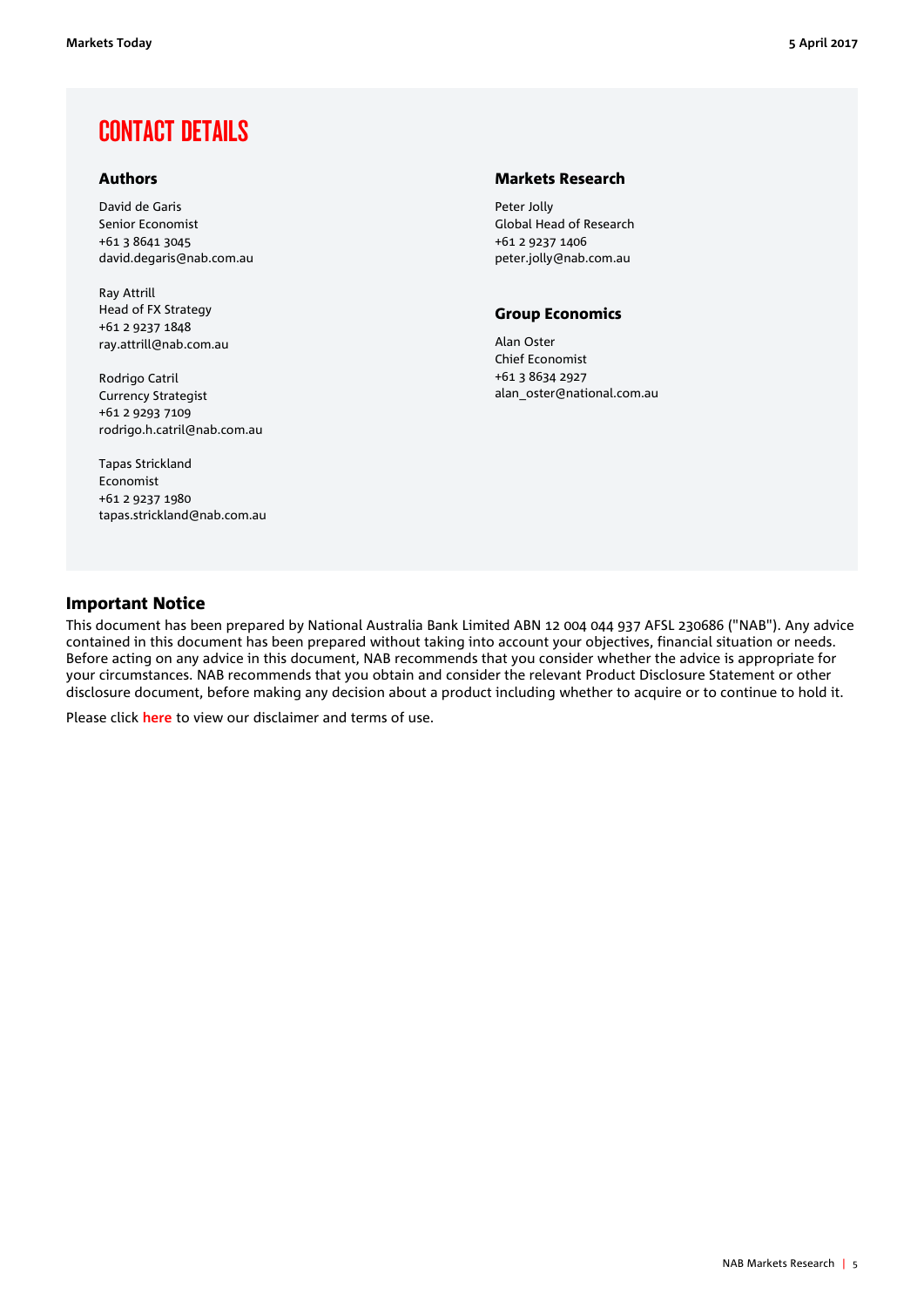# CONTACT DETAILS

## Authors

David de Garis
Senior Economist
+61 3 8641 3045
david.degaris@nab.com.au

Ray Attrill
Head of FX Strategy
+61 2 9237 1848
ray.attrill@nab.com.au

Rodrigo Catril
Currency Strategist
+61 2 9293 7109
rodrigo.h.catril@nab.com.au

Tapas Strickland
Economist
+61 2 9237 1980
tapas.strickland@nab.com.au

## Markets Research

Peter Jolly
Global Head of Research
+61 2 9237 1406
peter.jolly@nab.com.au

## Group Economics

Alan Oster
Chief Economist
+61 3 8634 2927
alan_oster@national.com.au

## Important Notice

This document has been prepared by National Australia Bank Limited ABN 12 004 044 937 AFSL 230686 ("NAB"). Any advice contained in this document has been prepared without taking into account your objectives, financial situation or needs. Before acting on any advice in this document, NAB recommends that you consider whether the advice is appropriate for your circumstances. NAB recommends that you obtain and consider the relevant Product Disclosure Statement or other disclosure document, before making any decision about a product including whether to acquire or to continue to hold it.

Please click **here** to view our disclaimer and terms of use.